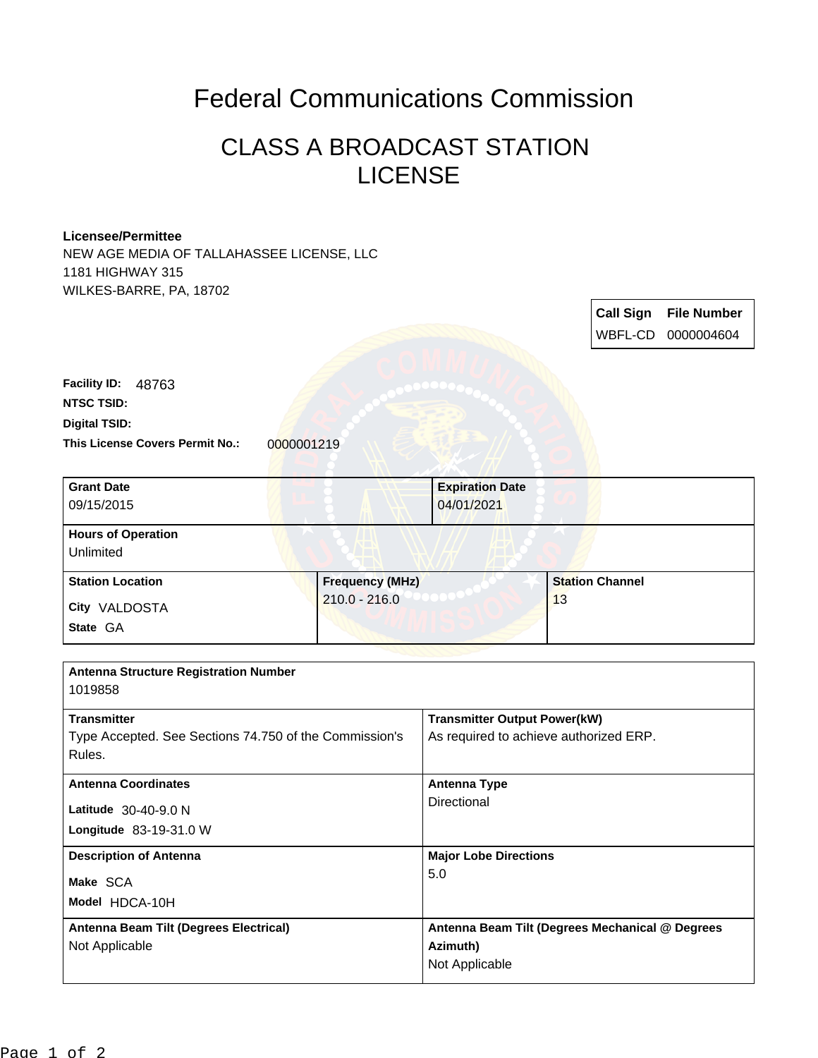# Federal Communications Commission

## CLASS A BROADCAST STATION LICENSE

**Licensee/Permittee**
NEW AGE MEDIA OF TALLAHASSEE LICENSE, LLC
1181 HIGHWAY 315
WILKES-BARRE, PA, 18702

| Call Sign | File Number |
|---|---|
| WBFL-CD | 0000004604 |

**Facility ID:** 48763

**NTSC TSID:**

**Digital TSID:**

**This License Covers Permit No.:** 0000001219

| Grant Date | Expiration Date |
|---|---|
| 09/15/2015 | 04/01/2021 |

**Hours of Operation**
Unlimited

| Station Location | Frequency (MHz) | Station Channel |
|---|---|---|
| City VALDOSTA<br>State GA | 210.0 - 216.0 | 13 |

**Antenna Structure Registration Number**
1019858

| Transmitter | Transmitter Output Power(kW) |
|---|---|
| Type Accepted. See Sections 74.750 of the Commission's Rules. | As required to achieve authorized ERP. |

| Antenna Coordinates | Antenna Type |
|---|---|
| Latitude 30-40-9.0 N<br>Longitude 83-19-31.0 W | Directional |

| Description of Antenna | Major Lobe Directions |
|---|---|
| Make SCA<br>Model HDCA-10H | 5.0 |

| Antenna Beam Tilt (Degrees Electrical) | Antenna Beam Tilt (Degrees Mechanical @ Degrees Azimuth) |
|---|---|
| Not Applicable | Not Applicable |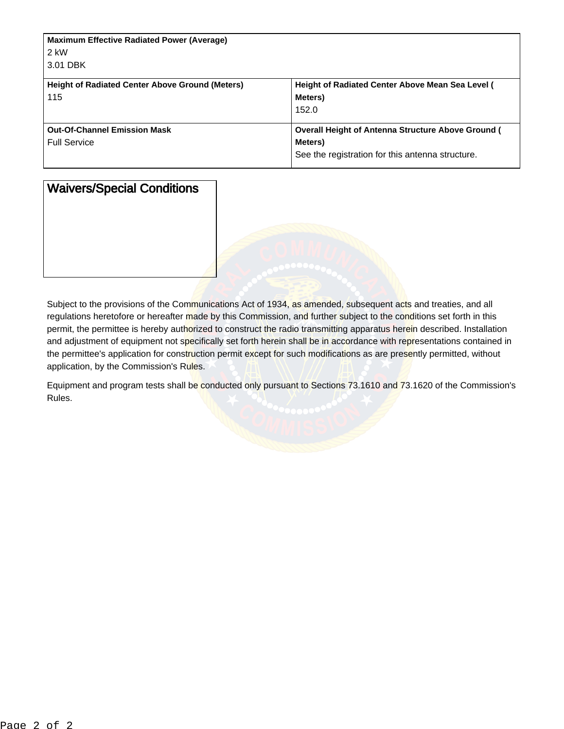| | |
|---|---|
| **Maximum Effective Radiated Power (Average)**<br>2 kW<br>3.01 DBK | |
| **Height of Radiated Center Above Ground (Meters)**<br>115 | **Height of Radiated Center Above Mean Sea Level ( Meters)**<br>152.0 |
| **Out-Of-Channel Emission Mask**<br>Full Service | **Overall Height of Antenna Structure Above Ground ( Meters)**<br>See the registration for this antenna structure. |

## Waivers/Special Conditions

Subject to the provisions of the Communications Act of 1934, as amended, subsequent acts and treaties, and all regulations heretofore or hereafter made by this Commission, and further subject to the conditions set forth in this permit, the permittee is hereby authorized to construct the radio transmitting apparatus herein described. Installation and adjustment of equipment not specifically set forth herein shall be in accordance with representations contained in the permittee's application for construction permit except for such modifications as are presently permitted, without application, by the Commission's Rules.

Equipment and program tests shall be conducted only pursuant to Sections 73.1610 and 73.1620 of the Commission's Rules.